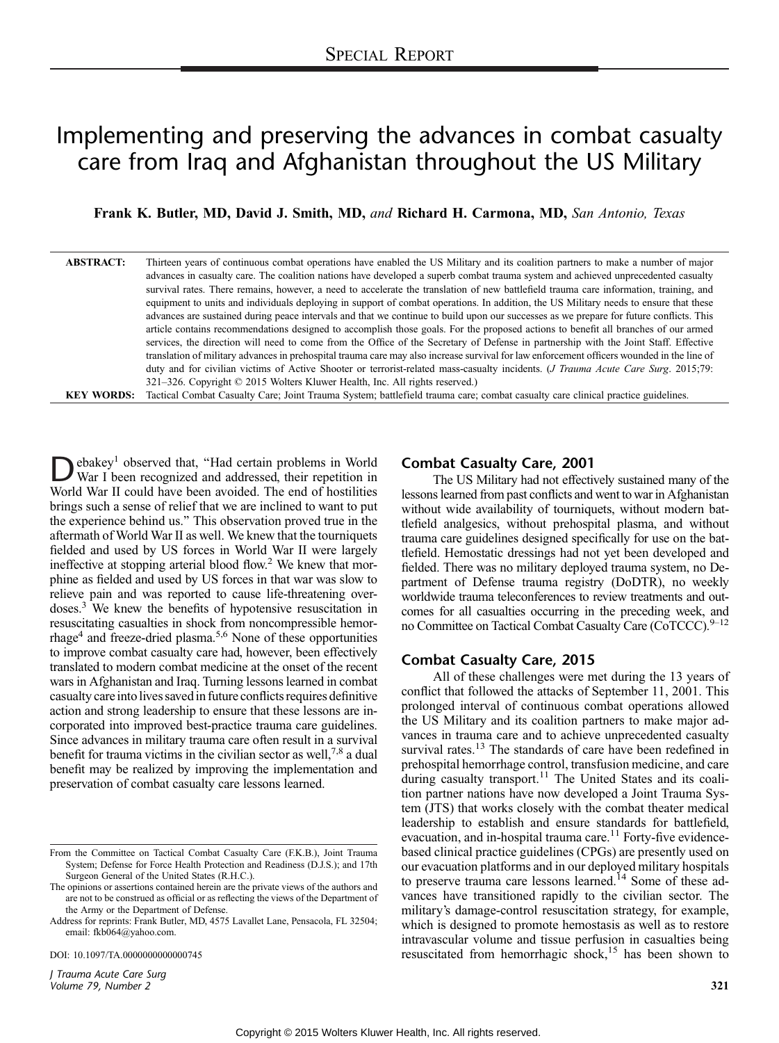Special Report

# Implementing and preserving the advances in combat casualty care from Iraq and Afghanistan throughout the US Military

**Frank K. Butler, MD, David J. Smith, MD,** *and* **Richard H. Carmona, MD,** *San Antonio, Texas*

**ABSTRACT:** Thirteen years of continuous combat operations have enabled the US Military and its coalition partners to make a number of major advances in casualty care. The coalition nations have developed a superb combat trauma system and achieved unprecedented casualty survival rates. There remains, however, a need to accelerate the translation of new battlefield trauma care information, training, and equipment to units and individuals deploying in support of combat operations. In addition, the US Military needs to ensure that these advances are sustained during peace intervals and that we continue to build upon our successes as we prepare for future conflicts. This article contains recommendations designed to accomplish those goals. For the proposed actions to benefit all branches of our armed services, the direction will need to come from the Office of the Secretary of Defense in partnership with the Joint Staff. Effective translation of military advances in prehospital trauma care may also increase survival for law enforcement officers wounded in the line of duty and for civilian victims of Active Shooter or terrorist-related mass-casualty incidents. (*J Trauma Acute Care Surg*. 2015;79: 321–326. Copyright © 2015 Wolters Kluwer Health, Inc. All rights reserved.)

**KEY WORDS:** Tactical Combat Casualty Care; Joint Trauma System; battlefield trauma care; combat casualty care clinical practice guidelines.

Debakey[1] observed that, "Had certain problems in World War I been recognized and addressed, their repetition in World War II could have been avoided. The end of hostilities brings such a sense of relief that we are inclined to want to put the experience behind us." This observation proved true in the aftermath of World War II as well. We knew that the tourniquets fielded and used by US forces in World War II were largely ineffective at stopping arterial blood flow.[2] We knew that morphine as fielded and used by US forces in that war was slow to relieve pain and was reported to cause life-threatening overdoses.[3] We knew the benefits of hypotensive resuscitation in resuscitating casualties in shock from noncompressible hemorrhage[4] and freeze-dried plasma.[5,6] None of these opportunities to improve combat casualty care had, however, been effectively translated to modern combat medicine at the onset of the recent wars in Afghanistan and Iraq. Turning lessons learned in combat casualty care into lives saved in future conflicts requires definitive action and strong leadership to ensure that these lessons are incorporated into improved best-practice trauma care guidelines. Since advances in military trauma care often result in a survival benefit for trauma victims in the civilian sector as well,[7,8] a dual benefit may be realized by improving the implementation and preservation of combat casualty care lessons learned.

## Combat Casualty Care, 2001

The US Military had not effectively sustained many of the lessons learned from past conflicts and went to war in Afghanistan without wide availability of tourniquets, without modern battlefield analgesics, without prehospital plasma, and without trauma care guidelines designed specifically for use on the battlefield. Hemostatic dressings had not yet been developed and fielded. There was no military deployed trauma system, no Department of Defense trauma registry (DoDTR), no weekly worldwide trauma teleconferences to review treatments and outcomes for all casualties occurring in the preceding week, and no Committee on Tactical Combat Casualty Care (CoTCCC).[9–12]

## Combat Casualty Care, 2015

All of these challenges were met during the 13 years of conflict that followed the attacks of September 11, 2001. This prolonged interval of continuous combat operations allowed the US Military and its coalition partners to make major advances in trauma care and to achieve unprecedented casualty survival rates.[13] The standards of care have been redefined in prehospital hemorrhage control, transfusion medicine, and care during casualty transport.[11] The United States and its coalition partner nations have now developed a Joint Trauma System (JTS) that works closely with the combat theater medical leadership to establish and ensure standards for battlefield, evacuation, and in-hospital trauma care.[11] Forty-five evidence-based clinical practice guidelines (CPGs) are presently used on our evacuation platforms and in our deployed military hospitals to preserve trauma care lessons learned.[14] Some of these advances have transitioned rapidly to the civilian sector. The military's damage-control resuscitation strategy, for example, which is designed to promote hemostasis as well as to restore intravascular volume and tissue perfusion in casualties being resuscitated from hemorrhagic shock,[15] has been shown to

From the Committee on Tactical Combat Casualty Care (F.K.B.), Joint Trauma System; Defense for Force Health Protection and Readiness (D.J.S.); and 17th Surgeon General of the United States (R.H.C.).

The opinions or assertions contained herein are the private views of the authors and are not to be construed as official or as reflecting the views of the Department of the Army or the Department of Defense.

Address for reprints: Frank Butler, MD, 4575 Lavallet Lane, Pensacola, FL 32504; email: fkb064@yahoo.com.

DOI: 10.1097/TA.0000000000000745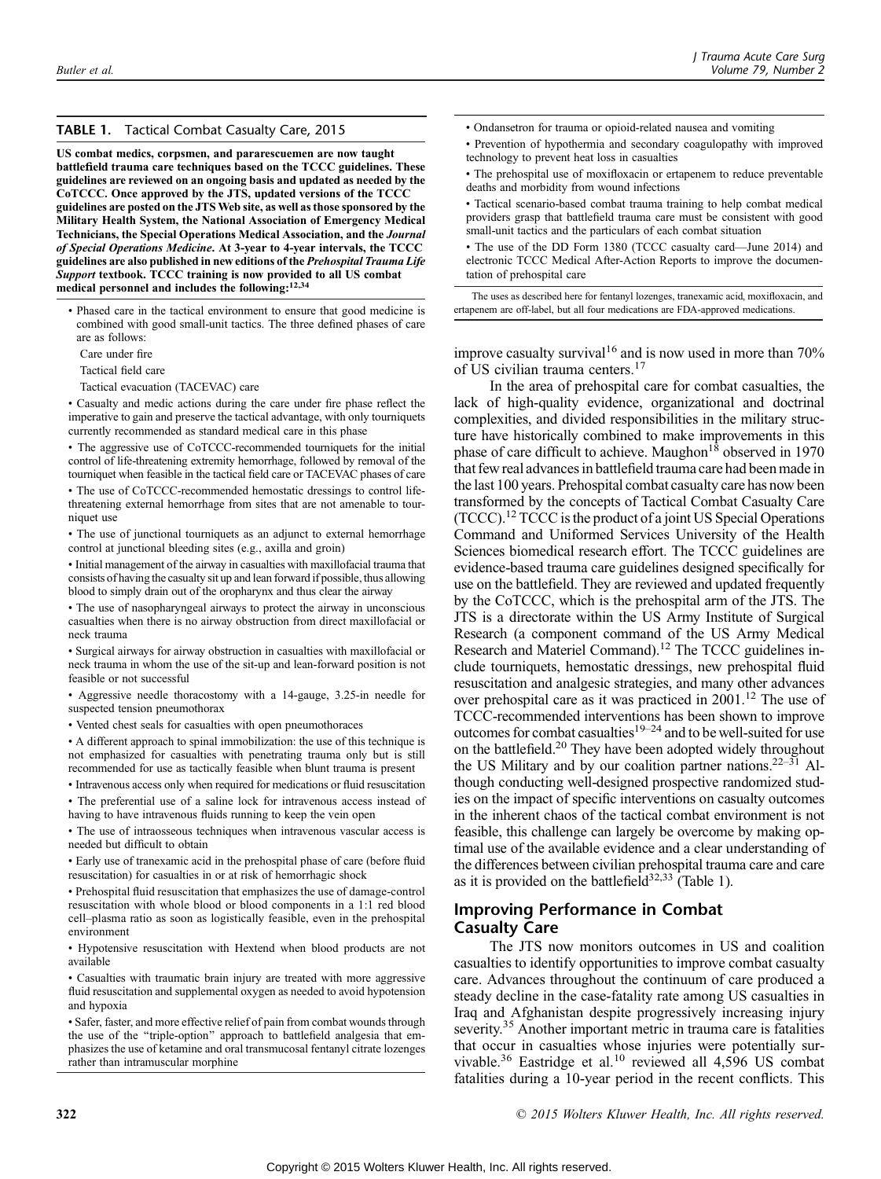**TABLE 1.** Tactical Combat Casualty Care, 2015

**US combat medics, corpsmen, and pararescuemen are now taught battlefield trauma care techniques based on the TCCC guidelines. These guidelines are reviewed on an ongoing basis and updated as needed by the CoTCCC. Once approved by the JTS, updated versions of the TCCC guidelines are posted on the JTS Web site, as well as those sponsored by the Military Health System, the National Association of Emergency Medical Technicians, the Special Operations Medical Association, and the *Journal of Special Operations Medicine*. At 3-year to 4-year intervals, the TCCC guidelines are also published in new editions of the *Prehospital Trauma Life Support* textbook. TCCC training is now provided to all US combat medical personnel and includes the following:[12,34]**

- Phased care in the tactical environment to ensure that good medicine is combined with good small-unit tactics. The three defined phases of care are as follows:
  - Care under fire
  - Tactical field care
  - Tactical evacuation (TACEVAC) care
- Casualty and medic actions during the care under fire phase reflect the imperative to gain and preserve the tactical advantage, with only tourniquets currently recommended as standard medical care in this phase
- The aggressive use of CoTCCC-recommended tourniquets for the initial control of life-threatening extremity hemorrhage, followed by removal of the tourniquet when feasible in the tactical field care or TACEVAC phases of care
- The use of CoTCCC-recommended hemostatic dressings to control life-threatening external hemorrhage from sites that are not amenable to tourniquet use
- The use of junctional tourniquets as an adjunct to external hemorrhage control at junctional bleeding sites (e.g., axilla and groin)
- Initial management of the airway in casualties with maxillofacial trauma that consists of having the casualty sit up and lean forward if possible, thus allowing blood to simply drain out of the oropharynx and thus clear the airway
- The use of nasopharyngeal airways to protect the airway in unconscious casualties when there is no airway obstruction from direct maxillofacial or neck trauma
- Surgical airways for airway obstruction in casualties with maxillofacial or neck trauma in whom the use of the sit-up and lean-forward position is not feasible or not successful
- Aggressive needle thoracostomy with a 14-gauge, 3.25-in needle for suspected tension pneumothorax
- Vented chest seals for casualties with open pneumothoraces
- A different approach to spinal immobilization: the use of this technique is not emphasized for casualties with penetrating trauma only but is still recommended for use as tactically feasible when blunt trauma is present
- Intravenous access only when required for medications or fluid resuscitation
- The preferential use of a saline lock for intravenous access instead of having to have intravenous fluids running to keep the vein open
- The use of intraosseous techniques when intravenous vascular access is needed but difficult to obtain
- Early use of tranexamic acid in the prehospital phase of care (before fluid resuscitation) for casualties in or at risk of hemorrhagic shock
- Prehospital fluid resuscitation that emphasizes the use of damage-control resuscitation with whole blood or blood components in a 1:1 red blood cell–plasma ratio as soon as logistically feasible, even in the prehospital environment
- Hypotensive resuscitation with Hextend when blood products are not available
- Casualties with traumatic brain injury are treated with more aggressive fluid resuscitation and supplemental oxygen as needed to avoid hypotension and hypoxia
- Safer, faster, and more effective relief of pain from combat wounds through the use of the "triple-option" approach to battlefield analgesia that emphasizes the use of ketamine and oral transmucosal fentanyl citrate lozenges rather than intramuscular morphine
- Ondansetron for trauma or opioid-related nausea and vomiting
- Prevention of hypothermia and secondary coagulopathy with improved technology to prevent heat loss in casualties
- The prehospital use of moxifloxacin or ertapenem to reduce preventable deaths and morbidity from wound infections
- Tactical scenario-based combat trauma training to help combat medical providers grasp that battlefield trauma care must be consistent with good small-unit tactics and the particulars of each combat situation
- The use of the DD Form 1380 (TCCC casualty card—June 2014) and electronic TCCC Medical After-Action Reports to improve the documentation of prehospital care

The uses as described here for fentanyl lozenges, tranexamic acid, moxifloxacin, and ertapenem are off-label, but all four medications are FDA-approved medications.

improve casualty survival[16] and is now used in more than 70% of US civilian trauma centers.[17]

In the area of prehospital care for combat casualties, the lack of high-quality evidence, organizational and doctrinal complexities, and divided responsibilities in the military structure have historically combined to make improvements in this phase of care difficult to achieve. Maughon[18] observed in 1970 that few real advances in battlefield trauma care had been made in the last 100 years. Prehospital combat casualty care has now been transformed by the concepts of Tactical Combat Casualty Care (TCCC).[12] TCCC is the product of a joint US Special Operations Command and Uniformed Services University of the Health Sciences biomedical research effort. The TCCC guidelines are evidence-based trauma care guidelines designed specifically for use on the battlefield. They are reviewed and updated frequently by the CoTCCC, which is the prehospital arm of the JTS. The JTS is a directorate within the US Army Institute of Surgical Research (a component command of the US Army Medical Research and Materiel Command).[12] The TCCC guidelines include tourniquets, hemostatic dressings, new prehospital fluid resuscitation and analgesic strategies, and many other advances over prehospital care as it was practiced in 2001.[12] The use of TCCC-recommended interventions has been shown to improve outcomes for combat casualties[19–24] and to be well-suited for use on the battlefield.[20] They have been adopted widely throughout the US Military and by our coalition partner nations.[22–31] Although conducting well-designed prospective randomized studies on the impact of specific interventions on casualty outcomes in the inherent chaos of the tactical combat environment is not feasible, this challenge can largely be overcome by making optimal use of the available evidence and a clear understanding of the differences between civilian prehospital trauma care and care as it is provided on the battlefield[32,33] (Table 1).

## Improving Performance in Combat Casualty Care

The JTS now monitors outcomes in US and coalition casualties to identify opportunities to improve combat casualty care. Advances throughout the continuum of care produced a steady decline in the case-fatality rate among US casualties in Iraq and Afghanistan despite progressively increasing injury severity.[35] Another important metric in trauma care is fatalities that occur in casualties whose injuries were potentially survivable.[36] Eastridge et al.[10] reviewed all 4,596 US combat fatalities during a 10-year period in the recent conflicts. This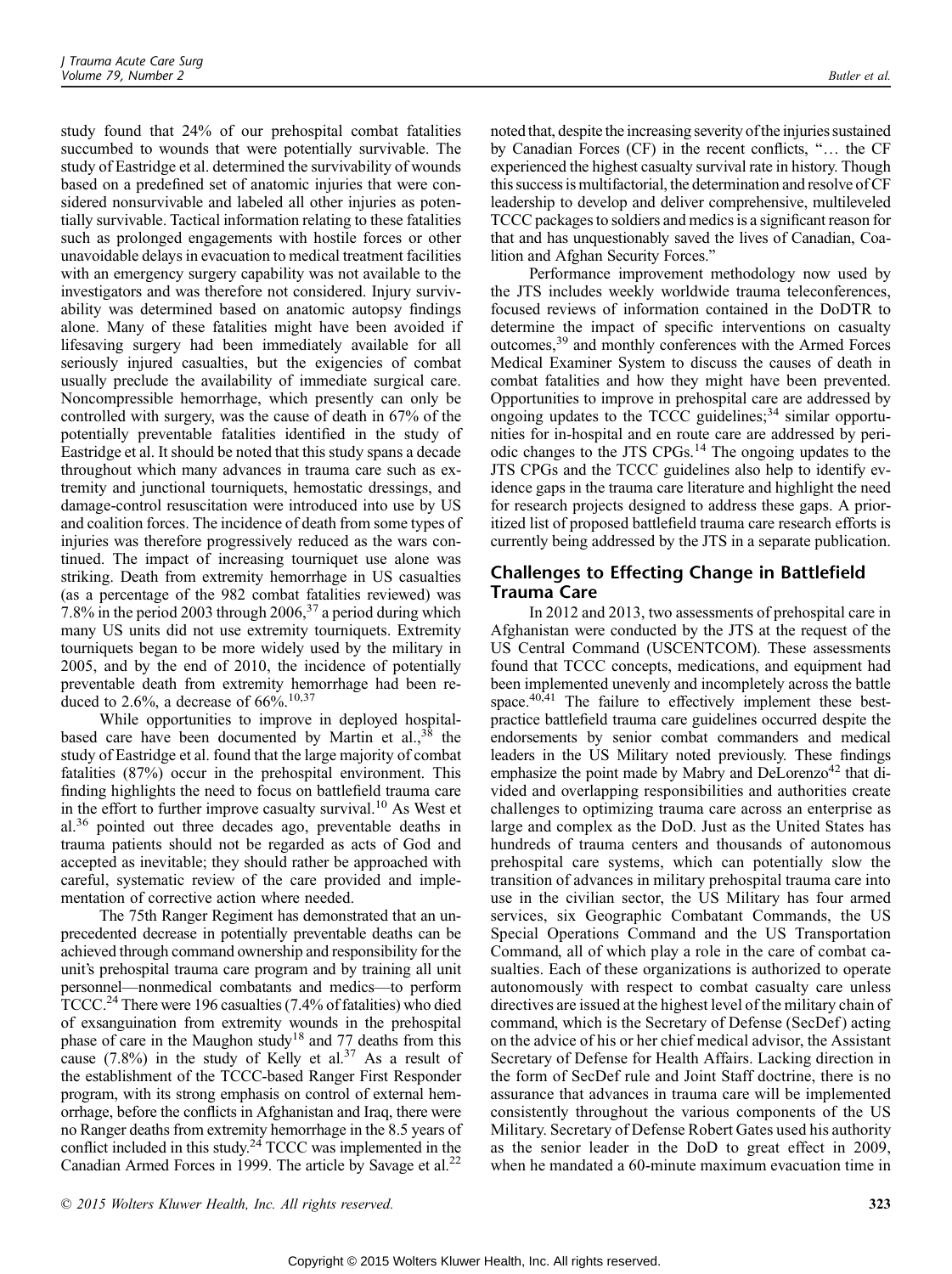study found that 24% of our prehospital combat fatalities succumbed to wounds that were potentially survivable. The study of Eastridge et al. determined the survivability of wounds based on a predefined set of anatomic injuries that were considered nonsurvivable and labeled all other injuries as potentially survivable. Tactical information relating to these fatalities such as prolonged engagements with hostile forces or other unavoidable delays in evacuation to medical treatment facilities with an emergency surgery capability was not available to the investigators and was therefore not considered. Injury survivability was determined based on anatomic autopsy findings alone. Many of these fatalities might have been avoided if lifesaving surgery had been immediately available for all seriously injured casualties, but the exigencies of combat usually preclude the availability of immediate surgical care. Noncompressible hemorrhage, which presently can only be controlled with surgery, was the cause of death in 67% of the potentially preventable fatalities identified in the study of Eastridge et al. It should be noted that this study spans a decade throughout which many advances in trauma care such as extremity and junctional tourniquets, hemostatic dressings, and damage-control resuscitation were introduced into use by US and coalition forces. The incidence of death from some types of injuries was therefore progressively reduced as the wars continued. The impact of increasing tourniquet use alone was striking. Death from extremity hemorrhage in US casualties (as a percentage of the 982 combat fatalities reviewed) was 7.8% in the period 2003 through 2006,[37] a period during which many US units did not use extremity tourniquets. Extremity tourniquets began to be more widely used by the military in 2005, and by the end of 2010, the incidence of potentially preventable death from extremity hemorrhage had been reduced to 2.6%, a decrease of 66%.[10,37]

While opportunities to improve in deployed hospital-based care have been documented by Martin et al.,[38] the study of Eastridge et al. found that the large majority of combat fatalities (87%) occur in the prehospital environment. This finding highlights the need to focus on battlefield trauma care in the effort to further improve casualty survival.[10] As West et al.[36] pointed out three decades ago, preventable deaths in trauma patients should not be regarded as acts of God and accepted as inevitable; they should rather be approached with careful, systematic review of the care provided and implementation of corrective action where needed.

The 75th Ranger Regiment has demonstrated that an unprecedented decrease in potentially preventable deaths can be achieved through command ownership and responsibility for the unit's prehospital trauma care program and by training all unit personnel—nonmedical combatants and medics—to perform TCCC.[24] There were 196 casualties (7.4% of fatalities) who died of exsanguination from extremity wounds in the prehospital phase of care in the Maughon study[18] and 77 deaths from this cause (7.8%) in the study of Kelly et al.[37] As a result of the establishment of the TCCC-based Ranger First Responder program, with its strong emphasis on control of external hemorrhage, before the conflicts in Afghanistan and Iraq, there were no Ranger deaths from extremity hemorrhage in the 8.5 years of conflict included in this study.[24] TCCC was implemented in the Canadian Armed Forces in 1999. The article by Savage et al.[22] noted that, despite the increasing severity of the injuries sustained by Canadian Forces (CF) in the recent conflicts, "… the CF experienced the highest casualty survival rate in history. Though this success is multifactorial, the determination and resolve of CF leadership to develop and deliver comprehensive, multileveled TCCC packages to soldiers and medics is a significant reason for that and has unquestionably saved the lives of Canadian, Coalition and Afghan Security Forces."

Performance improvement methodology now used by the JTS includes weekly worldwide trauma teleconferences, focused reviews of information contained in the DoDTR to determine the impact of specific interventions on casualty outcomes,[39] and monthly conferences with the Armed Forces Medical Examiner System to discuss the causes of death in combat fatalities and how they might have been prevented. Opportunities to improve in prehospital care are addressed by ongoing updates to the TCCC guidelines;[34] similar opportunities for in-hospital and en route care are addressed by periodic changes to the JTS CPGs.[14] The ongoing updates to the JTS CPGs and the TCCC guidelines also help to identify evidence gaps in the trauma care literature and highlight the need for research projects designed to address these gaps. A prioritized list of proposed battlefield trauma care research efforts is currently being addressed by the JTS in a separate publication.

## Challenges to Effecting Change in Battlefield Trauma Care

In 2012 and 2013, two assessments of prehospital care in Afghanistan were conducted by the JTS at the request of the US Central Command (USCENTCOM). These assessments found that TCCC concepts, medications, and equipment had been implemented unevenly and incompletely across the battle space.[40,41] The failure to effectively implement these best-practice battlefield trauma care guidelines occurred despite the endorsements by senior combat commanders and medical leaders in the US Military noted previously. These findings emphasize the point made by Mabry and DeLorenzo[42] that divided and overlapping responsibilities and authorities create challenges to optimizing trauma care across an enterprise as large and complex as the DoD. Just as the United States has hundreds of trauma centers and thousands of autonomous prehospital care systems, which can potentially slow the transition of advances in military prehospital trauma care into use in the civilian sector, the US Military has four armed services, six Geographic Combatant Commands, the US Special Operations Command and the US Transportation Command, all of which play a role in the care of combat casualties. Each of these organizations is authorized to operate autonomously with respect to combat casualty care unless directives are issued at the highest level of the military chain of command, which is the Secretary of Defense (SecDef) acting on the advice of his or her chief medical advisor, the Assistant Secretary of Defense for Health Affairs. Lacking direction in the form of SecDef rule and Joint Staff doctrine, there is no assurance that advances in trauma care will be implemented consistently throughout the various components of the US Military. Secretary of Defense Robert Gates used his authority as the senior leader in the DoD to great effect in 2009, when he mandated a 60-minute maximum evacuation time in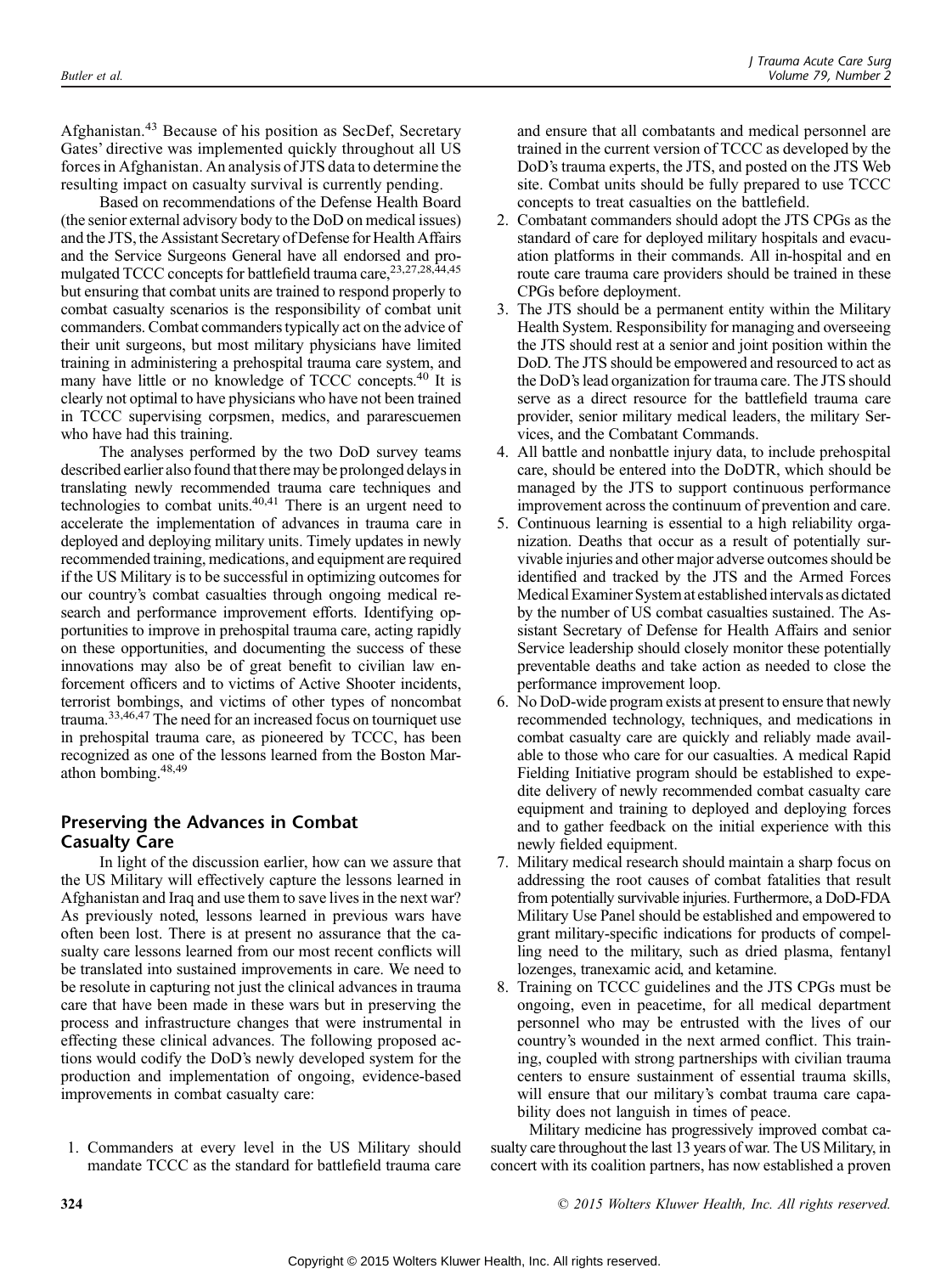Afghanistan.[43] Because of his position as SecDef, Secretary Gates' directive was implemented quickly throughout all US forces in Afghanistan. An analysis of JTS data to determine the resulting impact on casualty survival is currently pending.

Based on recommendations of the Defense Health Board (the senior external advisory body to the DoD on medical issues) and the JTS, the Assistant Secretary of Defense for Health Affairs and the Service Surgeons General have all endorsed and promulgated TCCC concepts for battlefield trauma care,[23,27,28,44,45] but ensuring that combat units are trained to respond properly to combat casualty scenarios is the responsibility of combat unit commanders. Combat commanders typically act on the advice of their unit surgeons, but most military physicians have limited training in administering a prehospital trauma care system, and many have little or no knowledge of TCCC concepts.[40] It is clearly not optimal to have physicians who have not been trained in TCCC supervising corpsmen, medics, and pararescuemen who have had this training.

The analyses performed by the two DoD survey teams described earlier also found that there may be prolonged delays in translating newly recommended trauma care techniques and technologies to combat units.[40,41] There is an urgent need to accelerate the implementation of advances in trauma care in deployed and deploying military units. Timely updates in newly recommended training, medications, and equipment are required if the US Military is to be successful in optimizing outcomes for our country's combat casualties through ongoing medical research and performance improvement efforts. Identifying opportunities to improve in prehospital trauma care, acting rapidly on these opportunities, and documenting the success of these innovations may also be of great benefit to civilian law enforcement officers and to victims of Active Shooter incidents, terrorist bombings, and victims of other types of noncombat trauma.[33,46,47] The need for an increased focus on tourniquet use in prehospital trauma care, as pioneered by TCCC, has been recognized as one of the lessons learned from the Boston Marathon bombing.[48,49]

## Preserving the Advances in Combat Casualty Care

In light of the discussion earlier, how can we assure that the US Military will effectively capture the lessons learned in Afghanistan and Iraq and use them to save lives in the next war? As previously noted, lessons learned in previous wars have often been lost. There is at present no assurance that the casualty care lessons learned from our most recent conflicts will be translated into sustained improvements in care. We need to be resolute in capturing not just the clinical advances in trauma care that have been made in these wars but in preserving the process and infrastructure changes that were instrumental in effecting these clinical advances. The following proposed actions would codify the DoD's newly developed system for the production and implementation of ongoing, evidence-based improvements in combat casualty care:

1. Commanders at every level in the US Military should mandate TCCC as the standard for battlefield trauma care and ensure that all combatants and medical personnel are trained in the current version of TCCC as developed by the DoD's trauma experts, the JTS, and posted on the JTS Web site. Combat units should be fully prepared to use TCCC concepts to treat casualties on the battlefield.
2. Combatant commanders should adopt the JTS CPGs as the standard of care for deployed military hospitals and evacuation platforms in their commands. All in-hospital and en route care trauma care providers should be trained in these CPGs before deployment.
3. The JTS should be a permanent entity within the Military Health System. Responsibility for managing and overseeing the JTS should rest at a senior and joint position within the DoD. The JTS should be empowered and resourced to act as the DoD's lead organization for trauma care. The JTS should serve as a direct resource for the battlefield trauma care provider, senior military medical leaders, the military Services, and the Combatant Commands.
4. All battle and nonbattle injury data, to include prehospital care, should be entered into the DoDTR, which should be managed by the JTS to support continuous performance improvement across the continuum of prevention and care.
5. Continuous learning is essential to a high reliability organization. Deaths that occur as a result of potentially survivable injuries and other major adverse outcomes should be identified and tracked by the JTS and the Armed Forces Medical Examiner System at established intervals as dictated by the number of US combat casualties sustained. The Assistant Secretary of Defense for Health Affairs and senior Service leadership should closely monitor these potentially preventable deaths and take action as needed to close the performance improvement loop.
6. No DoD-wide program exists at present to ensure that newly recommended technology, techniques, and medications in combat casualty care are quickly and reliably made available to those who care for our casualties. A medical Rapid Fielding Initiative program should be established to expedite delivery of newly recommended combat casualty care equipment and training to deployed and deploying forces and to gather feedback on the initial experience with this newly fielded equipment.
7. Military medical research should maintain a sharp focus on addressing the root causes of combat fatalities that result from potentially survivable injuries. Furthermore, a DoD-FDA Military Use Panel should be established and empowered to grant military-specific indications for products of compelling need to the military, such as dried plasma, fentanyl lozenges, tranexamic acid, and ketamine.
8. Training on TCCC guidelines and the JTS CPGs must be ongoing, even in peacetime, for all medical department personnel who may be entrusted with the lives of our country's wounded in the next armed conflict. This training, coupled with strong partnerships with civilian trauma centers to ensure sustainment of essential trauma skills, will ensure that our military's combat trauma care capability does not languish in times of peace.

Military medicine has progressively improved combat casualty care throughout the last 13 years of war. The US Military, in concert with its coalition partners, has now established a proven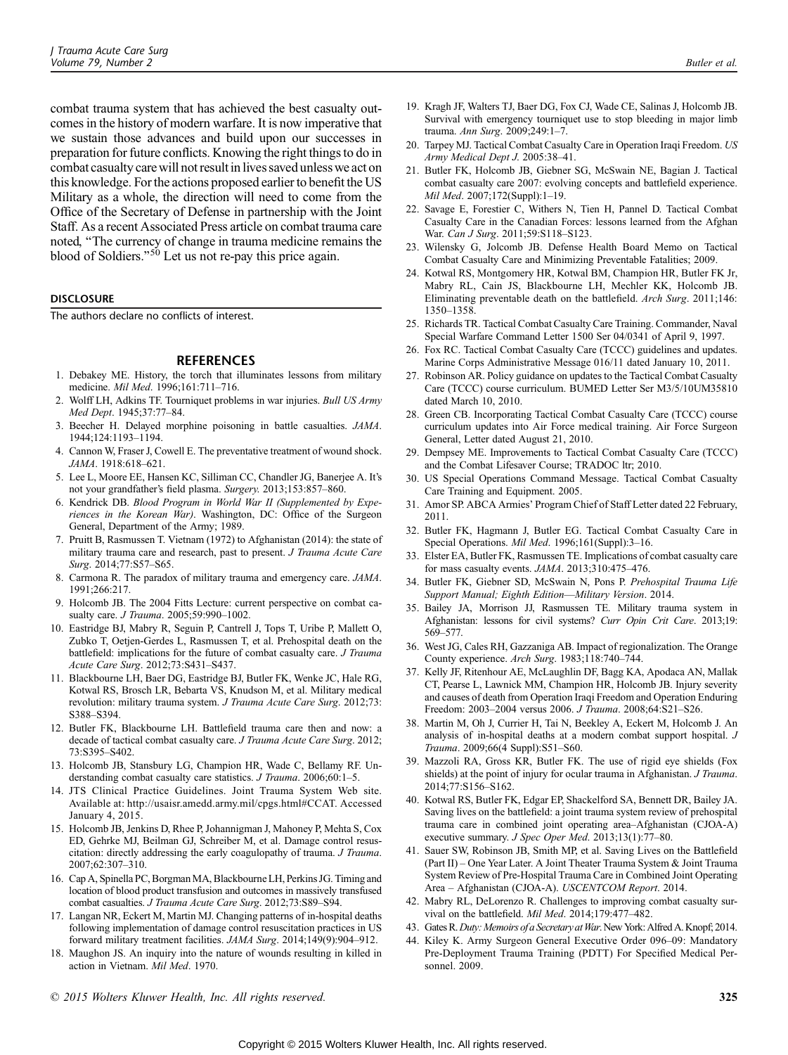combat trauma system that has achieved the best casualty outcomes in the history of modern warfare. It is now imperative that we sustain those advances and build upon our successes in preparation for future conflicts. Knowing the right things to do in combat casualty care will not result in lives saved unless we act on this knowledge. For the actions proposed earlier to benefit the US Military as a whole, the direction will need to come from the Office of the Secretary of Defense in partnership with the Joint Staff. As a recent Associated Press article on combat trauma care noted, "The currency of change in trauma medicine remains the blood of Soldiers."[50] Let us not re-pay this price again.

## DISCLOSURE

The authors declare no conflicts of interest.

## REFERENCES

1. Debakey ME. History, the torch that illuminates lessons from military medicine. *Mil Med*. 1996;161:711–716.
2. Wolff LH, Adkins TF. Tourniquet problems in war injuries. *Bull US Army Med Dept*. 1945;37:77–84.
3. Beecher H. Delayed morphine poisoning in battle casualties. *JAMA*. 1944;124:1193–1194.
4. Cannon W, Fraser J, Cowell E. The preventative treatment of wound shock. *JAMA*. 1918:618–621.
5. Lee L, Moore EE, Hansen KC, Silliman CC, Chandler JG, Banerjee A. It's not your grandfather's field plasma. *Surgery.* 2013;153:857–860.
6. Kendrick DB. *Blood Program in World War II (Supplemented by Experiences in the Korean War)*. Washington, DC: Office of the Surgeon General, Department of the Army; 1989.
7. Pruitt B, Rasmussen T. Vietnam (1972) to Afghanistan (2014): the state of military trauma care and research, past to present. *J Trauma Acute Care Surg*. 2014;77:S57–S65.
8. Carmona R. The paradox of military trauma and emergency care. *JAMA*. 1991;266:217.
9. Holcomb JB. The 2004 Fitts Lecture: current perspective on combat casualty care. *J Trauma*. 2005;59:990–1002.
10. Eastridge BJ, Mabry R, Seguin P, Cantrell J, Tops T, Uribe P, Mallett O, Zubko T, Oetjen-Gerdes L, Rasmussen T, et al. Prehospital death on the battlefield: implications for the future of combat casualty care. *J Trauma Acute Care Surg*. 2012;73:S431–S437.
11. Blackbourne LH, Baer DG, Eastridge BJ, Butler FK, Wenke JC, Hale RG, Kotwal RS, Brosch LR, Bebarta VS, Knudson M, et al. Military medical revolution: military trauma system. *J Trauma Acute Care Surg*. 2012;73: S388–S394.
12. Butler FK, Blackbourne LH. Battlefield trauma care then and now: a decade of tactical combat casualty care. *J Trauma Acute Care Surg*. 2012; 73:S395–S402.
13. Holcomb JB, Stansbury LG, Champion HR, Wade C, Bellamy RF. Understanding combat casualty care statistics. *J Trauma*. 2006;60:1–5.
14. JTS Clinical Practice Guidelines. Joint Trauma System Web site. Available at: http://usaisr.amedd.army.mil/cpgs.html#CCAT. Accessed January 4, 2015.
15. Holcomb JB, Jenkins D, Rhee P, Johannigman J, Mahoney P, Mehta S, Cox ED, Gehrke MJ, Beilman GJ, Schreiber M, et al. Damage control resuscitation: directly addressing the early coagulopathy of trauma. *J Trauma*. 2007;62:307–310.
16. Cap A, Spinella PC, Borgman MA, Blackbourne LH, Perkins JG. Timing and location of blood product transfusion and outcomes in massively transfused combat casualties. *J Trauma Acute Care Surg*. 2012;73:S89–S94.
17. Langan NR, Eckert M, Martin MJ. Changing patterns of in-hospital deaths following implementation of damage control resuscitation practices in US forward military treatment facilities. *JAMA Surg*. 2014;149(9):904–912.
18. Maughon JS. An inquiry into the nature of wounds resulting in killed in action in Vietnam. *Mil Med*. 1970.
19. Kragh JF, Walters TJ, Baer DG, Fox CJ, Wade CE, Salinas J, Holcomb JB. Survival with emergency tourniquet use to stop bleeding in major limb trauma. *Ann Surg*. 2009;249:1–7.
20. Tarpey MJ. Tactical Combat Casualty Care in Operation Iraqi Freedom. *US Army Medical Dept J.* 2005:38–41.
21. Butler FK, Holcomb JB, Giebner SG, McSwain NE, Bagian J. Tactical combat casualty care 2007: evolving concepts and battlefield experience. *Mil Med*. 2007;172(Suppl):1–19.
22. Savage E, Forestier C, Withers N, Tien H, Pannel D. Tactical Combat Casualty Care in the Canadian Forces: lessons learned from the Afghan War. *Can J Surg*. 2011;59:S118–S123.
23. Wilensky G, Jolcomb JB. Defense Health Board Memo on Tactical Combat Casualty Care and Minimizing Preventable Fatalities; 2009.
24. Kotwal RS, Montgomery HR, Kotwal BM, Champion HR, Butler FK Jr, Mabry RL, Cain JS, Blackbourne LH, Mechler KK, Holcomb JB. Eliminating preventable death on the battlefield. *Arch Surg*. 2011;146: 1350–1358.
25. Richards TR. Tactical Combat Casualty Care Training. Commander, Naval Special Warfare Command Letter 1500 Ser 04/0341 of April 9, 1997.
26. Fox RC. Tactical Combat Casualty Care (TCCC) guidelines and updates. Marine Corps Administrative Message 016/11 dated January 10, 2011.
27. Robinson AR. Policy guidance on updates to the Tactical Combat Casualty Care (TCCC) course curriculum. BUMED Letter Ser M3/5/10UM35810 dated March 10, 2010.
28. Green CB. Incorporating Tactical Combat Casualty Care (TCCC) course curriculum updates into Air Force medical training. Air Force Surgeon General, Letter dated August 21, 2010.
29. Dempsey ME. Improvements to Tactical Combat Casualty Care (TCCC) and the Combat Lifesaver Course; TRADOC ltr; 2010.
30. US Special Operations Command Message. Tactical Combat Casualty Care Training and Equipment. 2005.
31. Amor SP. ABCA Armies' Program Chief of Staff Letter dated 22 February, 2011.
32. Butler FK, Hagmann J, Butler EG. Tactical Combat Casualty Care in Special Operations. *Mil Med*. 1996;161(Suppl):3–16.
33. Elster EA, Butler FK, Rasmussen TE. Implications of combat casualty care for mass casualty events. *JAMA*. 2013;310:475–476.
34. Butler FK, Giebner SD, McSwain N, Pons P. *Prehospital Trauma Life Support Manual; Eighth Edition—Military Version*. 2014.
35. Bailey JA, Morrison JJ, Rasmussen TE. Military trauma system in Afghanistan: lessons for civil systems? *Curr Opin Crit Care*. 2013;19: 569–577.
36. West JG, Cales RH, Gazzaniga AB. Impact of regionalization. The Orange County experience. *Arch Surg*. 1983;118:740–744.
37. Kelly JF, Ritenhour AE, McLaughlin DF, Bagg KA, Apodaca AN, Mallak CT, Pearse L, Lawnick MM, Champion HR, Holcomb JB. Injury severity and causes of death from Operation Iraqi Freedom and Operation Enduring Freedom: 2003–2004 versus 2006. *J Trauma*. 2008;64:S21–S26.
38. Martin M, Oh J, Currier H, Tai N, Beekley A, Eckert M, Holcomb J. An analysis of in-hospital deaths at a modern combat support hospital. *J Trauma*. 2009;66(4 Suppl):S51–S60.
39. Mazzoli RA, Gross KR, Butler FK. The use of rigid eye shields (Fox shields) at the point of injury for ocular trauma in Afghanistan. *J Trauma*. 2014;77:S156–S162.
40. Kotwal RS, Butler FK, Edgar EP, Shackelford SA, Bennett DR, Bailey JA. Saving lives on the battlefield: a joint trauma system review of prehospital trauma care in combined joint operating area–Afghanistan (CJOA-A) executive summary. *J Spec Oper Med*. 2013;13(1):77–80.
41. Sauer SW, Robinson JB, Smith MP, et al. Saving Lives on the Battlefield (Part II) – One Year Later. A Joint Theater Trauma System & Joint Trauma System Review of Pre-Hospital Trauma Care in Combined Joint Operating Area – Afghanistan (CJOA-A). *USCENTCOM Report*. 2014.
42. Mabry RL, DeLorenzo R. Challenges to improving combat casualty survival on the battlefield. *Mil Med*. 2014;179:477–482.
43. Gates R. *Duty: Memoirs of a Secretary at War*. New York: Alfred A. Knopf; 2014.
44. Kiley K. Army Surgeon General Executive Order 096–09: Mandatory Pre-Deployment Trauma Training (PDTT) For Specified Medical Personnel. 2009.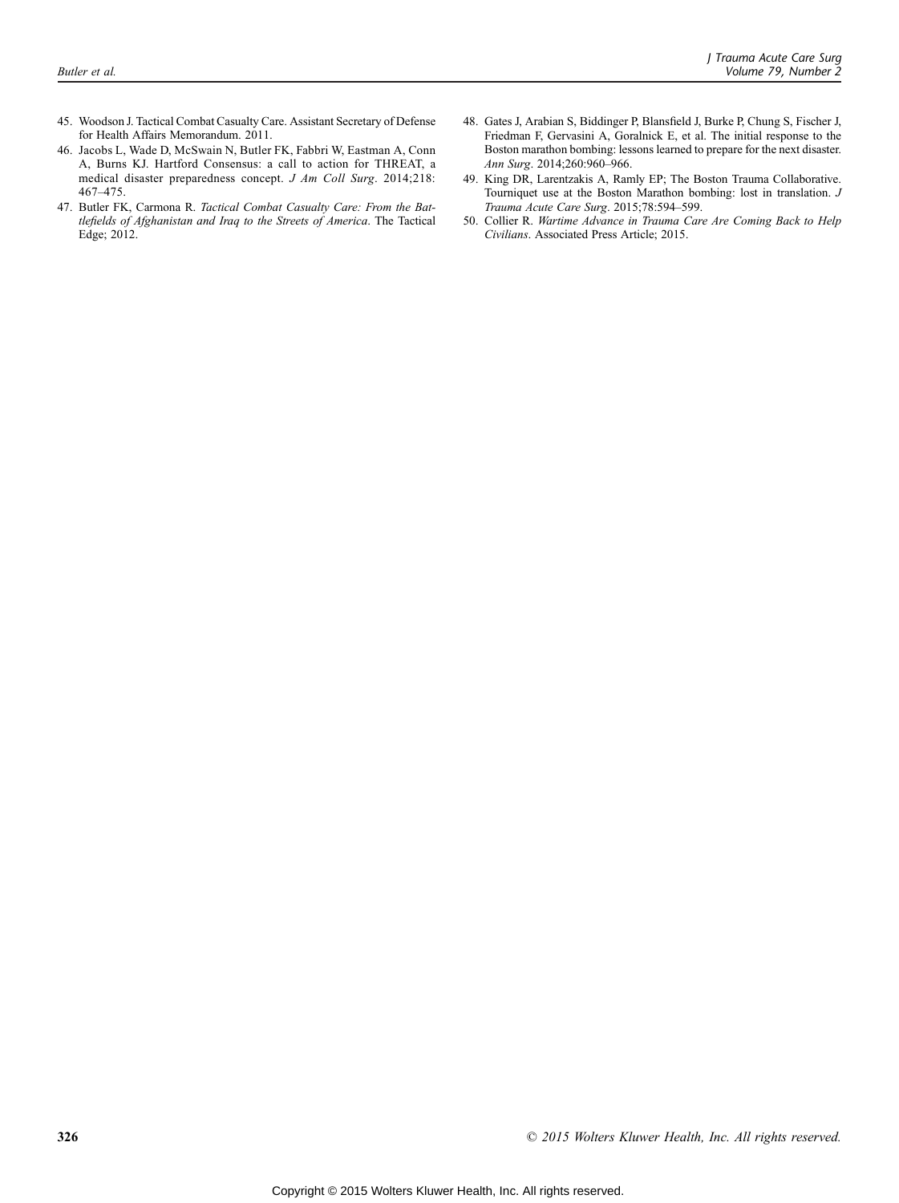45. Woodson J. Tactical Combat Casualty Care. Assistant Secretary of Defense for Health Affairs Memorandum. 2011.
46. Jacobs L, Wade D, McSwain N, Butler FK, Fabbri W, Eastman A, Conn A, Burns KJ. Hartford Consensus: a call to action for THREAT, a medical disaster preparedness concept. *J Am Coll Surg*. 2014;218: 467–475.
47. Butler FK, Carmona R. *Tactical Combat Casualty Care: From the Battlefields of Afghanistan and Iraq to the Streets of America*. The Tactical Edge; 2012.
48. Gates J, Arabian S, Biddinger P, Blansfield J, Burke P, Chung S, Fischer J, Friedman F, Gervasini A, Goralnick E, et al. The initial response to the Boston marathon bombing: lessons learned to prepare for the next disaster. *Ann Surg*. 2014;260:960–966.
49. King DR, Larentzakis A, Ramly EP; The Boston Trauma Collaborative. Tourniquet use at the Boston Marathon bombing: lost in translation. *J Trauma Acute Care Surg*. 2015;78:594–599.
50. Collier R. *Wartime Advance in Trauma Care Are Coming Back to Help Civilians*. Associated Press Article; 2015.

© 2015 Wolters Kluwer Health, Inc. All rights reserved.

Copyright © 2015 Wolters Kluwer Health, Inc. All rights reserved.